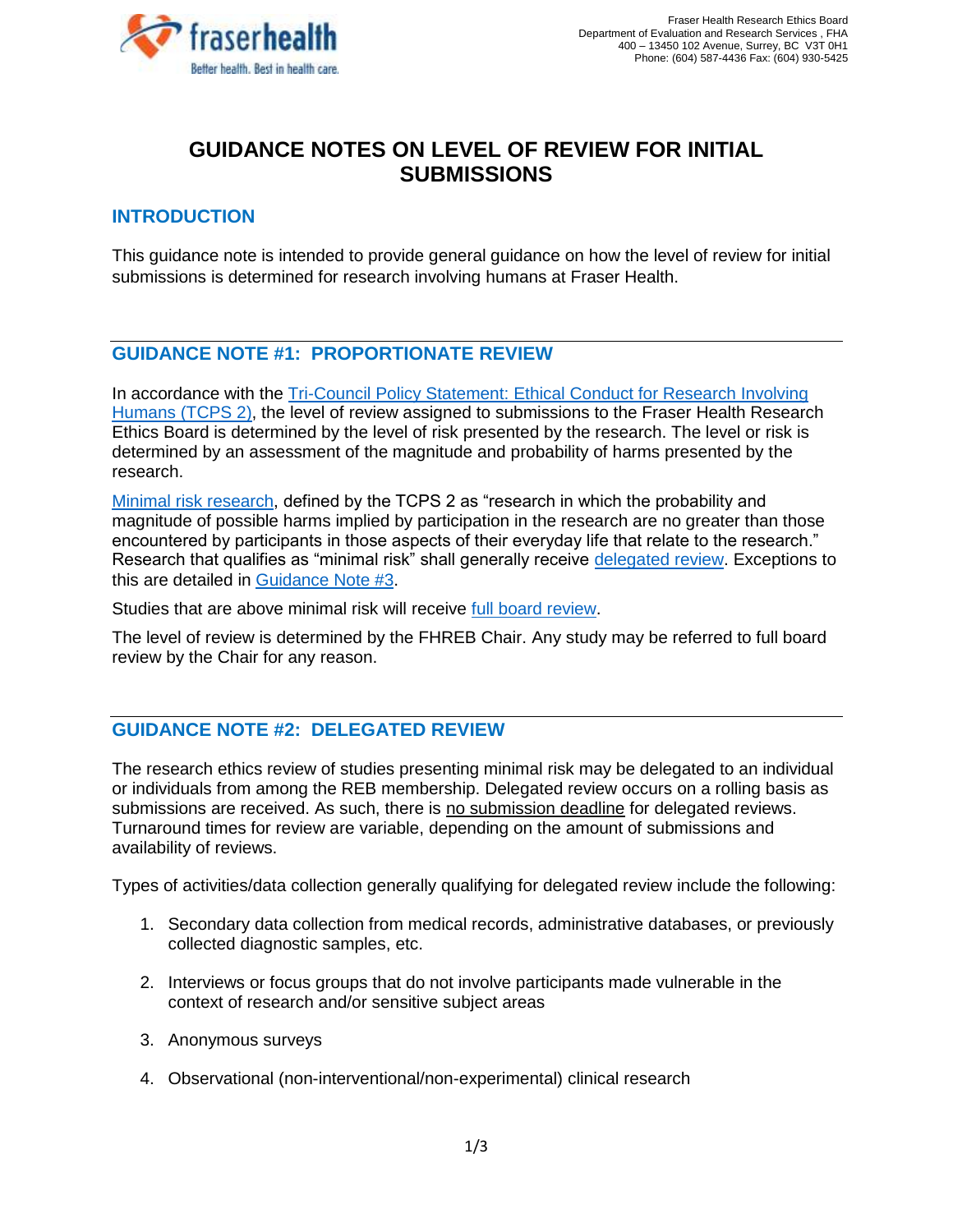Fraser Health Research Ethics Board
Department of Evaluation and Research Services , FHA
400 – 13450 102 Avenue, Surrey, BC V3T 0H1
Phone: (604) 587-4436 Fax: (604) 930-5425

# GUIDANCE NOTES ON LEVEL OF REVIEW FOR INITIAL SUBMISSIONS

## INTRODUCTION

This guidance note is intended to provide general guidance on how the level of review for initial submissions is determined for research involving humans at Fraser Health.

## GUIDANCE NOTE #1: PROPORTIONATE REVIEW

In accordance with the Tri-Council Policy Statement: Ethical Conduct for Research Involving Humans (TCPS 2), the level of review assigned to submissions to the Fraser Health Research Ethics Board is determined by the level of risk presented by the research. The level or risk is determined by an assessment of the magnitude and probability of harms presented by the research.

Minimal risk research, defined by the TCPS 2 as "research in which the probability and magnitude of possible harms implied by participation in the research are no greater than those encountered by participants in those aspects of their everyday life that relate to the research." Research that qualifies as "minimal risk" shall generally receive delegated review. Exceptions to this are detailed in Guidance Note #3.

Studies that are above minimal risk will receive full board review.

The level of review is determined by the FHREB Chair. Any study may be referred to full board review by the Chair for any reason.

## GUIDANCE NOTE #2: DELEGATED REVIEW

The research ethics review of studies presenting minimal risk may be delegated to an individual or individuals from among the REB membership. Delegated review occurs on a rolling basis as submissions are received. As such, there is no submission deadline for delegated reviews. Turnaround times for review are variable, depending on the amount of submissions and availability of reviews.

Types of activities/data collection generally qualifying for delegated review include the following:

1. Secondary data collection from medical records, administrative databases, or previously collected diagnostic samples, etc.
2. Interviews or focus groups that do not involve participants made vulnerable in the context of research and/or sensitive subject areas
3. Anonymous surveys
4. Observational (non-interventional/non-experimental) clinical research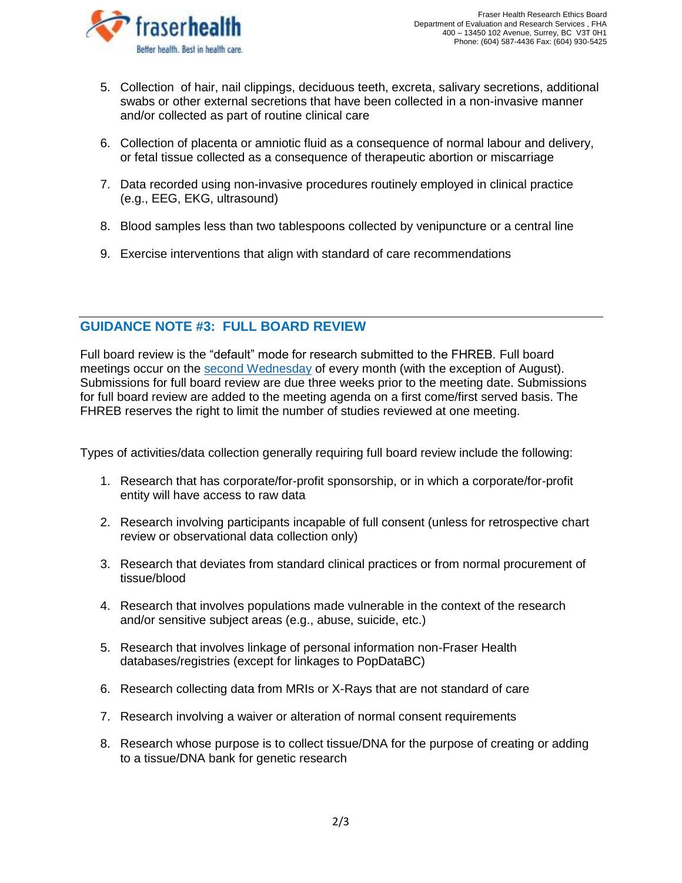5. Collection of hair, nail clippings, deciduous teeth, excreta, salivary secretions, additional swabs or other external secretions that have been collected in a non-invasive manner and/or collected as part of routine clinical care

6. Collection of placenta or amniotic fluid as a consequence of normal labour and delivery, or fetal tissue collected as a consequence of therapeutic abortion or miscarriage

7. Data recorded using non-invasive procedures routinely employed in clinical practice (e.g., EEG, EKG, ultrasound)

8. Blood samples less than two tablespoons collected by venipuncture or a central line

9. Exercise interventions that align with standard of care recommendations

## GUIDANCE NOTE #3: FULL BOARD REVIEW

Full board review is the “default” mode for research submitted to the FHREB. Full board meetings occur on the second Wednesday of every month (with the exception of August). Submissions for full board review are due three weeks prior to the meeting date. Submissions for full board review are added to the meeting agenda on a first come/first served basis. The FHREB reserves the right to limit the number of studies reviewed at one meeting.

Types of activities/data collection generally requiring full board review include the following:

1. Research that has corporate/for-profit sponsorship, or in which a corporate/for-profit entity will have access to raw data

2. Research involving participants incapable of full consent (unless for retrospective chart review or observational data collection only)

3. Research that deviates from standard clinical practices or from normal procurement of tissue/blood

4. Research that involves populations made vulnerable in the context of the research and/or sensitive subject areas (e.g., abuse, suicide, etc.)

5. Research that involves linkage of personal information non-Fraser Health databases/registries (except for linkages to PopDataBC)

6. Research collecting data from MRIs or X-Rays that are not standard of care

7. Research involving a waiver or alteration of normal consent requirements

8. Research whose purpose is to collect tissue/DNA for the purpose of creating or adding to a tissue/DNA bank for genetic research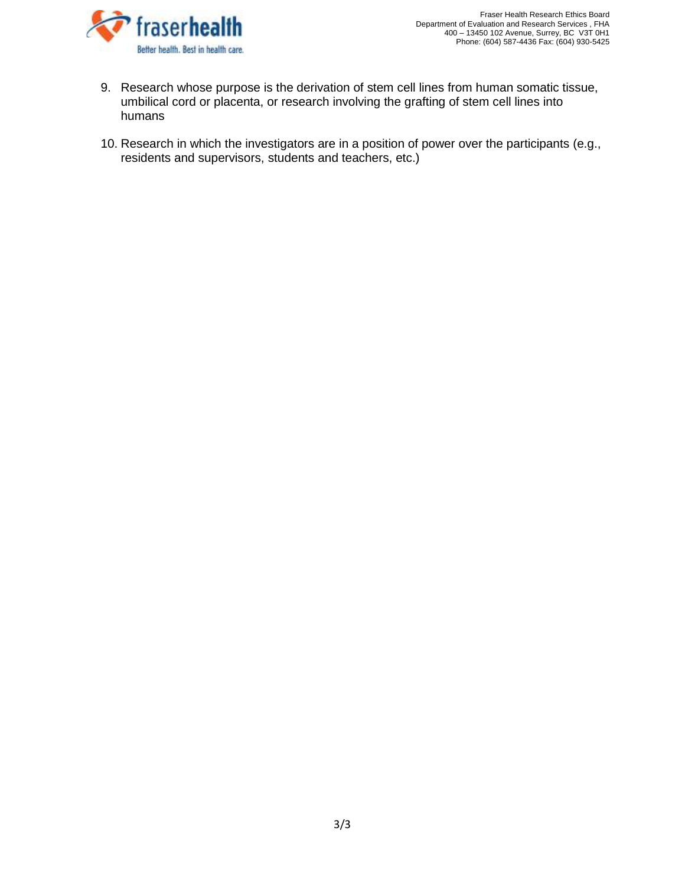9. Research whose purpose is the derivation of stem cell lines from human somatic tissue, umbilical cord or placenta, or research involving the grafting of stem cell lines into humans

10. Research in which the investigators are in a position of power over the participants (e.g., residents and supervisors, students and teachers, etc.)